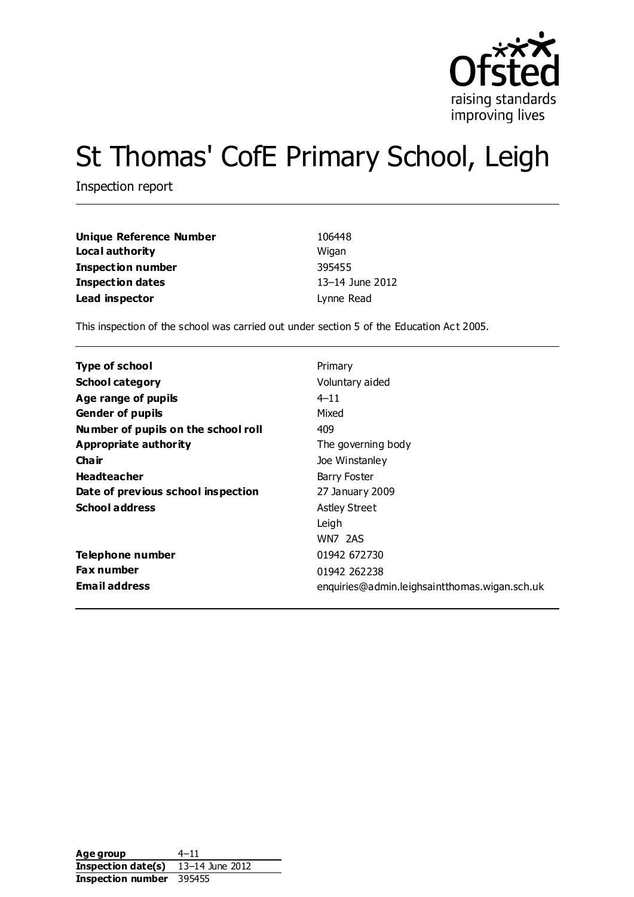# St Thomas' CofE Primary School, Leigh

Inspection report

| | |
|---|---|
| **Unique Reference Number** | 106448 |
| **Local authority** | Wigan |
| **Inspection number** | 395455 |
| **Inspection dates** | 13–14 June 2012 |
| **Lead inspector** | Lynne Read |

This inspection of the school was carried out under section 5 of the Education Act 2005.

| | |
|---|---|
| **Type of school** | Primary |
| **School category** | Voluntary aided |
| **Age range of pupils** | 4–11 |
| **Gender of pupils** | Mixed |
| **Number of pupils on the school roll** | 409 |
| **Appropriate authority** | The governing body |
| **Chair** | Joe Winstanley |
| **Headteacher** | Barry Foster |
| **Date of previous school inspection** | 27 January 2009 |
| **School address** | Astley Street<br>Leigh<br>WN7 2AS |
| **Telephone number** | 01942 672730 |
| **Fax number** | 01942 262238 |
| **Email address** | enquiries@admin.leighsaintthomas.wigan.sch.uk |

| | |
|---|---|
| **Age group** | 4–11 |
| **Inspection date(s)** | 13–14 June 2012 |
| **Inspection number** | 395455 |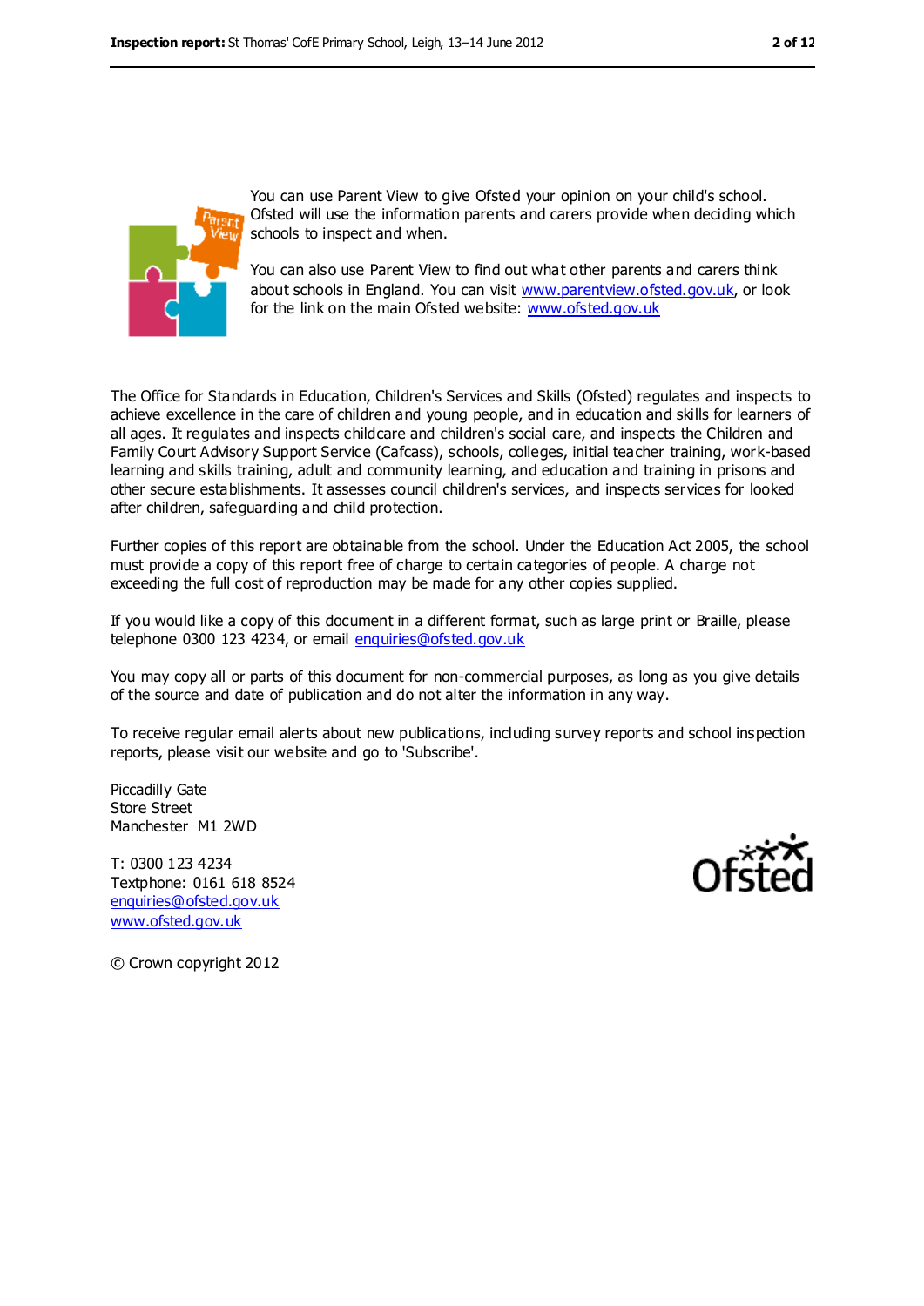You can use Parent View to give Ofsted your opinion on your child's school. Ofsted will use the information parents and carers provide when deciding which schools to inspect and when.

You can also use Parent View to find out what other parents and carers think about schools in England. You can visit www.parentview.ofsted.gov.uk, or look for the link on the main Ofsted website: www.ofsted.gov.uk

The Office for Standards in Education, Children's Services and Skills (Ofsted) regulates and inspects to achieve excellence in the care of children and young people, and in education and skills for learners of all ages. It regulates and inspects childcare and children's social care, and inspects the Children and Family Court Advisory Support Service (Cafcass), schools, colleges, initial teacher training, work-based learning and skills training, adult and community learning, and education and training in prisons and other secure establishments. It assesses council children's services, and inspects services for looked after children, safeguarding and child protection.

Further copies of this report are obtainable from the school. Under the Education Act 2005, the school must provide a copy of this report free of charge to certain categories of people. A charge not exceeding the full cost of reproduction may be made for any other copies supplied.

If you would like a copy of this document in a different format, such as large print or Braille, please telephone 0300 123 4234, or email enquiries@ofsted.gov.uk

You may copy all or parts of this document for non-commercial purposes, as long as you give details of the source and date of publication and do not alter the information in any way.

To receive regular email alerts about new publications, including survey reports and school inspection reports, please visit our website and go to 'Subscribe'.

Piccadilly Gate
Store Street
Manchester M1 2WD

T: 0300 123 4234
Textphone: 0161 618 8524
enquiries@ofsted.gov.uk
www.ofsted.gov.uk

© Crown copyright 2012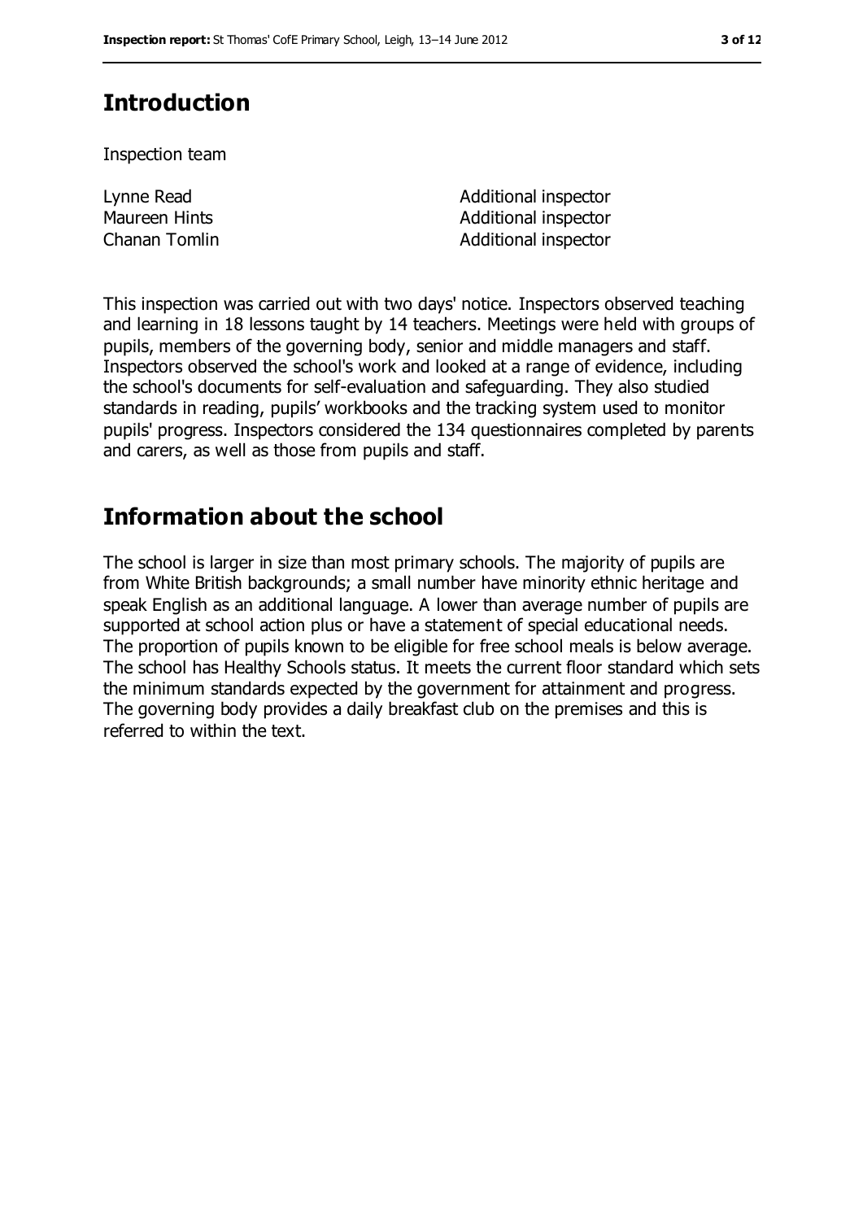## Introduction

Inspection team

| | |
|---|---|
| Lynne Read | Additional inspector |
| Maureen Hints | Additional inspector |
| Chanan Tomlin | Additional inspector |

This inspection was carried out with two days' notice. Inspectors observed teaching and learning in 18 lessons taught by 14 teachers. Meetings were held with groups of pupils, members of the governing body, senior and middle managers and staff. Inspectors observed the school's work and looked at a range of evidence, including the school's documents for self-evaluation and safeguarding. They also studied standards in reading, pupils' workbooks and the tracking system used to monitor pupils' progress. Inspectors considered the 134 questionnaires completed by parents and carers, as well as those from pupils and staff.

## Information about the school

The school is larger in size than most primary schools. The majority of pupils are from White British backgrounds; a small number have minority ethnic heritage and speak English as an additional language. A lower than average number of pupils are supported at school action plus or have a statement of special educational needs. The proportion of pupils known to be eligible for free school meals is below average. The school has Healthy Schools status. It meets the current floor standard which sets the minimum standards expected by the government for attainment and progress. The governing body provides a daily breakfast club on the premises and this is referred to within the text.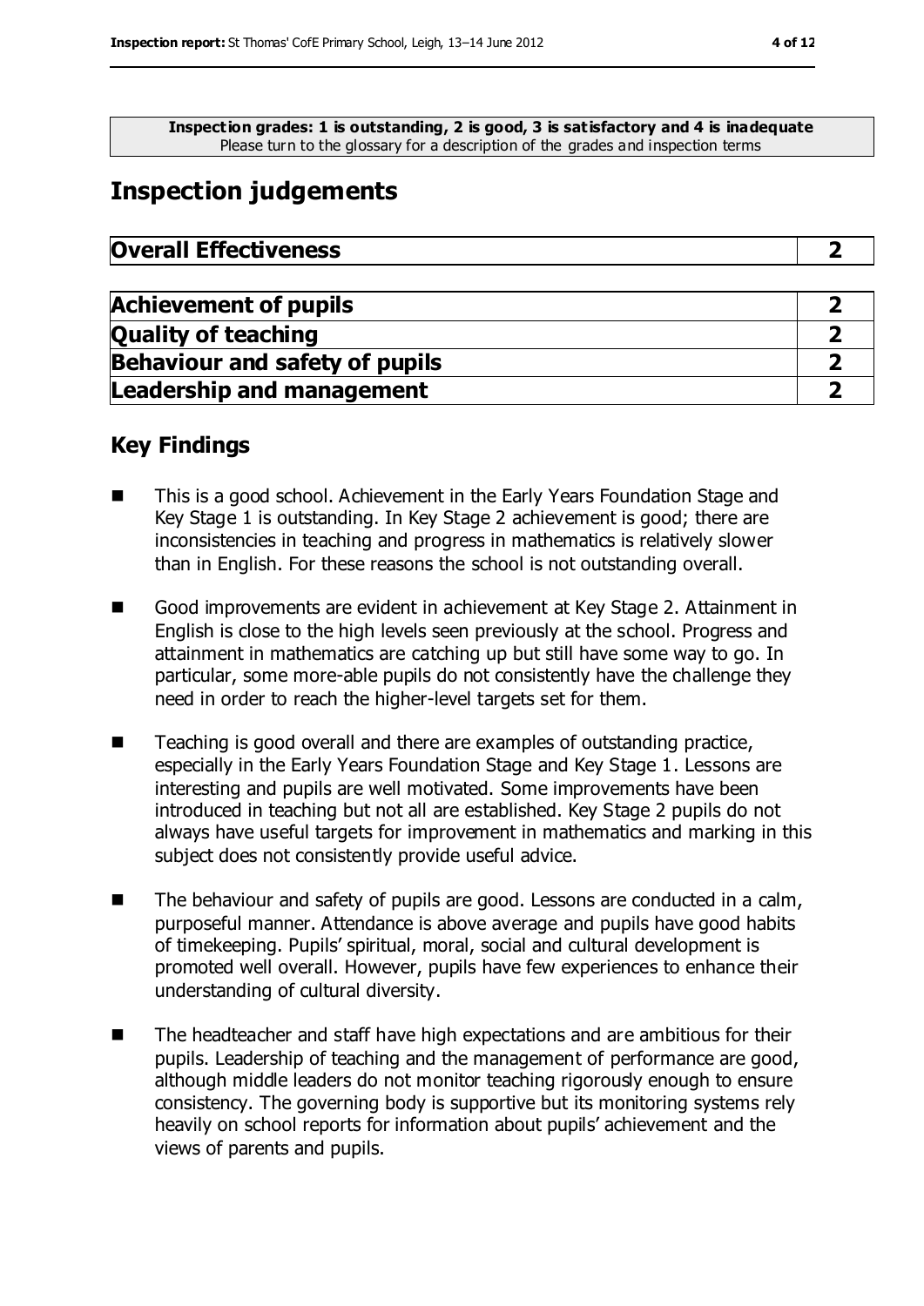**Inspection grades: 1 is outstanding, 2 is good, 3 is satisfactory and 4 is inadequate**
Please turn to the glossary for a description of the grades and inspection terms

# Inspection judgements

| Overall Effectiveness | 2 |
|---|---|

| Achievement of pupils | 2 |
|---|---|
| Quality of teaching | 2 |
| Behaviour and safety of pupils | 2 |
| Leadership and management | 2 |

## Key Findings

- This is a good school. Achievement in the Early Years Foundation Stage and Key Stage 1 is outstanding. In Key Stage 2 achievement is good; there are inconsistencies in teaching and progress in mathematics is relatively slower than in English. For these reasons the school is not outstanding overall.
- Good improvements are evident in achievement at Key Stage 2. Attainment in English is close to the high levels seen previously at the school. Progress and attainment in mathematics are catching up but still have some way to go. In particular, some more-able pupils do not consistently have the challenge they need in order to reach the higher-level targets set for them.
- Teaching is good overall and there are examples of outstanding practice, especially in the Early Years Foundation Stage and Key Stage 1. Lessons are interesting and pupils are well motivated. Some improvements have been introduced in teaching but not all are established. Key Stage 2 pupils do not always have useful targets for improvement in mathematics and marking in this subject does not consistently provide useful advice.
- The behaviour and safety of pupils are good. Lessons are conducted in a calm, purposeful manner. Attendance is above average and pupils have good habits of timekeeping. Pupils' spiritual, moral, social and cultural development is promoted well overall. However, pupils have few experiences to enhance their understanding of cultural diversity.
- The headteacher and staff have high expectations and are ambitious for their pupils. Leadership of teaching and the management of performance are good, although middle leaders do not monitor teaching rigorously enough to ensure consistency. The governing body is supportive but its monitoring systems rely heavily on school reports for information about pupils' achievement and the views of parents and pupils.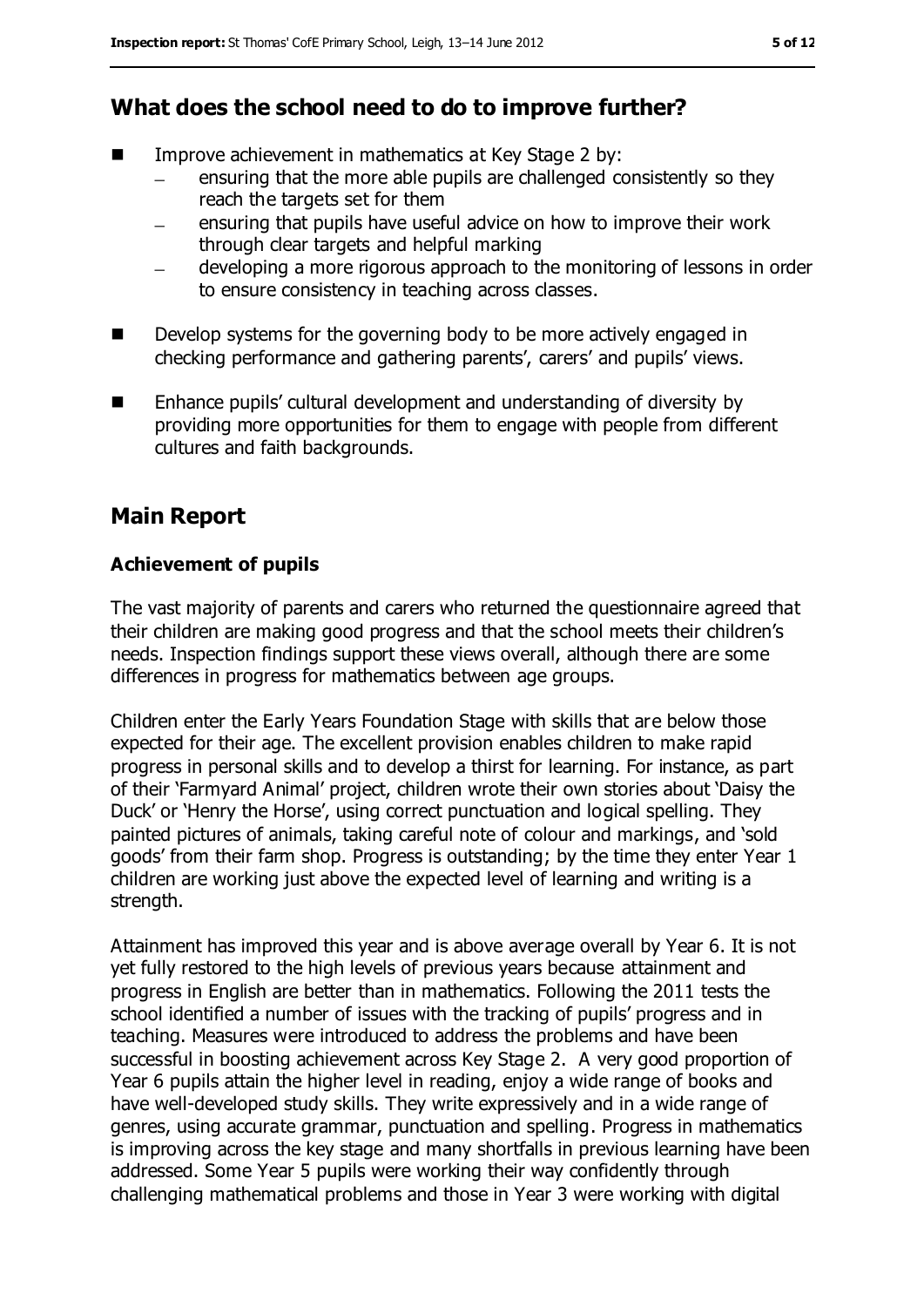## What does the school need to do to improve further?

- Improve achievement in mathematics at Key Stage 2 by:
  - ensuring that the more able pupils are challenged consistently so they reach the targets set for them
  - ensuring that pupils have useful advice on how to improve their work through clear targets and helpful marking
  - developing a more rigorous approach to the monitoring of lessons in order to ensure consistency in teaching across classes.
- Develop systems for the governing body to be more actively engaged in checking performance and gathering parents', carers' and pupils' views.
- Enhance pupils' cultural development and understanding of diversity by providing more opportunities for them to engage with people from different cultures and faith backgrounds.

## Main Report

### Achievement of pupils

The vast majority of parents and carers who returned the questionnaire agreed that their children are making good progress and that the school meets their children's needs. Inspection findings support these views overall, although there are some differences in progress for mathematics between age groups.

Children enter the Early Years Foundation Stage with skills that are below those expected for their age. The excellent provision enables children to make rapid progress in personal skills and to develop a thirst for learning. For instance, as part of their 'Farmyard Animal' project, children wrote their own stories about 'Daisy the Duck' or 'Henry the Horse', using correct punctuation and logical spelling. They painted pictures of animals, taking careful note of colour and markings, and 'sold goods' from their farm shop. Progress is outstanding; by the time they enter Year 1 children are working just above the expected level of learning and writing is a strength.

Attainment has improved this year and is above average overall by Year 6. It is not yet fully restored to the high levels of previous years because attainment and progress in English are better than in mathematics. Following the 2011 tests the school identified a number of issues with the tracking of pupils' progress and in teaching. Measures were introduced to address the problems and have been successful in boosting achievement across Key Stage 2. A very good proportion of Year 6 pupils attain the higher level in reading, enjoy a wide range of books and have well-developed study skills. They write expressively and in a wide range of genres, using accurate grammar, punctuation and spelling. Progress in mathematics is improving across the key stage and many shortfalls in previous learning have been addressed. Some Year 5 pupils were working their way confidently through challenging mathematical problems and those in Year 3 were working with digital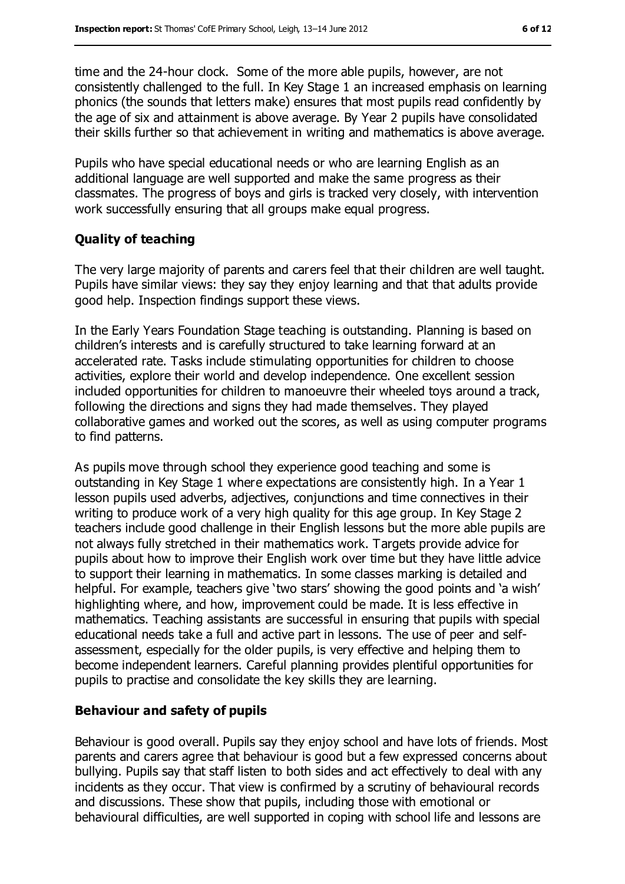time and the 24-hour clock. Some of the more able pupils, however, are not consistently challenged to the full. In Key Stage 1 an increased emphasis on learning phonics (the sounds that letters make) ensures that most pupils read confidently by the age of six and attainment is above average. By Year 2 pupils have consolidated their skills further so that achievement in writing and mathematics is above average.

Pupils who have special educational needs or who are learning English as an additional language are well supported and make the same progress as their classmates. The progress of boys and girls is tracked very closely, with intervention work successfully ensuring that all groups make equal progress.

### Quality of teaching

The very large majority of parents and carers feel that their children are well taught. Pupils have similar views: they say they enjoy learning and that that adults provide good help. Inspection findings support these views.

In the Early Years Foundation Stage teaching is outstanding. Planning is based on children's interests and is carefully structured to take learning forward at an accelerated rate. Tasks include stimulating opportunities for children to choose activities, explore their world and develop independence. One excellent session included opportunities for children to manoeuvre their wheeled toys around a track, following the directions and signs they had made themselves. They played collaborative games and worked out the scores, as well as using computer programs to find patterns.

As pupils move through school they experience good teaching and some is outstanding in Key Stage 1 where expectations are consistently high. In a Year 1 lesson pupils used adverbs, adjectives, conjunctions and time connectives in their writing to produce work of a very high quality for this age group. In Key Stage 2 teachers include good challenge in their English lessons but the more able pupils are not always fully stretched in their mathematics work. Targets provide advice for pupils about how to improve their English work over time but they have little advice to support their learning in mathematics. In some classes marking is detailed and helpful. For example, teachers give 'two stars' showing the good points and 'a wish' highlighting where, and how, improvement could be made. It is less effective in mathematics. Teaching assistants are successful in ensuring that pupils with special educational needs take a full and active part in lessons. The use of peer and self-assessment, especially for the older pupils, is very effective and helping them to become independent learners. Careful planning provides plentiful opportunities for pupils to practise and consolidate the key skills they are learning.

### Behaviour and safety of pupils

Behaviour is good overall. Pupils say they enjoy school and have lots of friends. Most parents and carers agree that behaviour is good but a few expressed concerns about bullying. Pupils say that staff listen to both sides and act effectively to deal with any incidents as they occur. That view is confirmed by a scrutiny of behavioural records and discussions. These show that pupils, including those with emotional or behavioural difficulties, are well supported in coping with school life and lessons are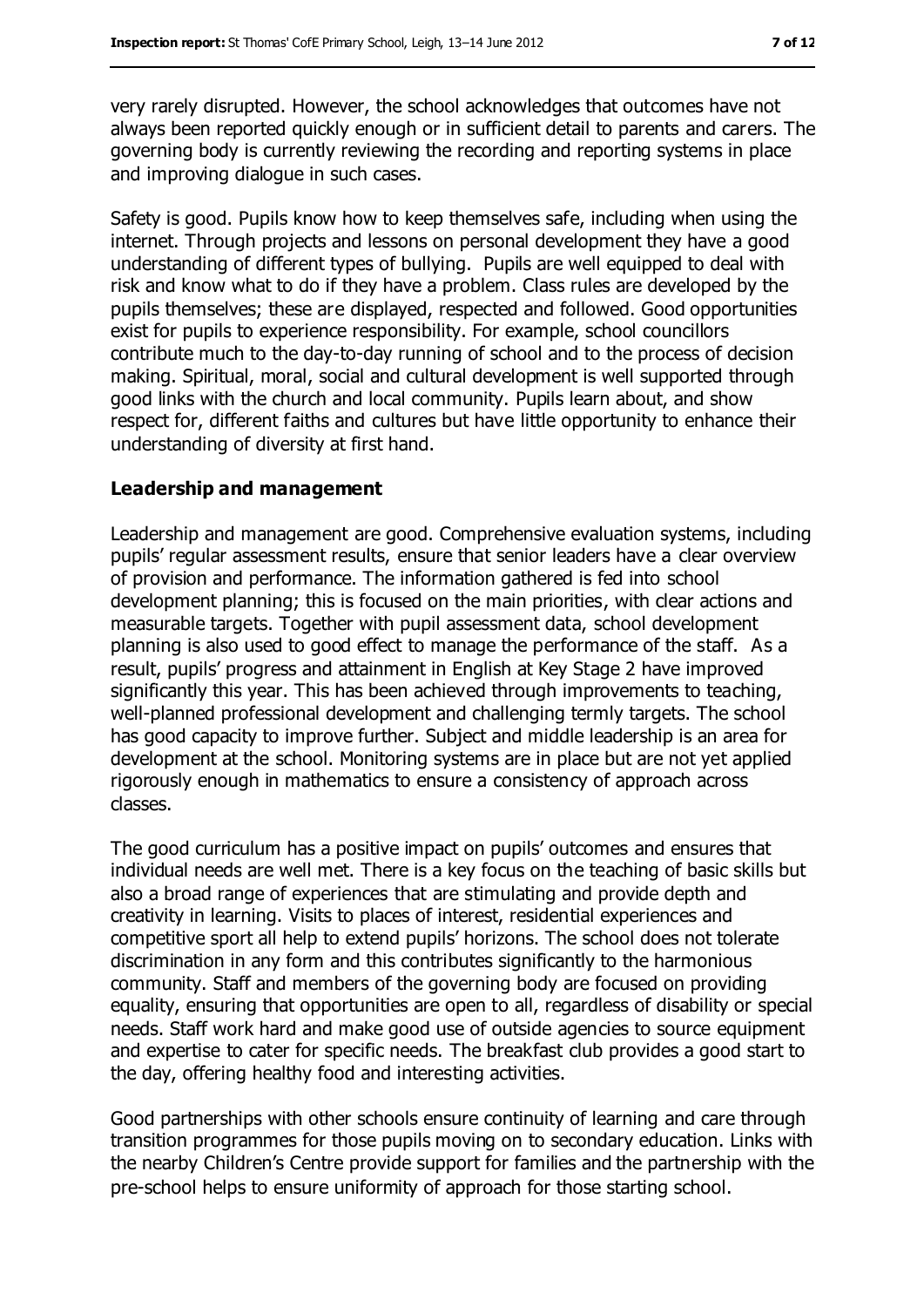very rarely disrupted. However, the school acknowledges that outcomes have not always been reported quickly enough or in sufficient detail to parents and carers. The governing body is currently reviewing the recording and reporting systems in place and improving dialogue in such cases.

Safety is good. Pupils know how to keep themselves safe, including when using the internet. Through projects and lessons on personal development they have a good understanding of different types of bullying. Pupils are well equipped to deal with risk and know what to do if they have a problem. Class rules are developed by the pupils themselves; these are displayed, respected and followed. Good opportunities exist for pupils to experience responsibility. For example, school councillors contribute much to the day-to-day running of school and to the process of decision making. Spiritual, moral, social and cultural development is well supported through good links with the church and local community. Pupils learn about, and show respect for, different faiths and cultures but have little opportunity to enhance their understanding of diversity at first hand.

### Leadership and management

Leadership and management are good. Comprehensive evaluation systems, including pupils' regular assessment results, ensure that senior leaders have a clear overview of provision and performance. The information gathered is fed into school development planning; this is focused on the main priorities, with clear actions and measurable targets. Together with pupil assessment data, school development planning is also used to good effect to manage the performance of the staff. As a result, pupils' progress and attainment in English at Key Stage 2 have improved significantly this year. This has been achieved through improvements to teaching, well-planned professional development and challenging termly targets. The school has good capacity to improve further. Subject and middle leadership is an area for development at the school. Monitoring systems are in place but are not yet applied rigorously enough in mathematics to ensure a consistency of approach across classes.

The good curriculum has a positive impact on pupils' outcomes and ensures that individual needs are well met. There is a key focus on the teaching of basic skills but also a broad range of experiences that are stimulating and provide depth and creativity in learning. Visits to places of interest, residential experiences and competitive sport all help to extend pupils' horizons. The school does not tolerate discrimination in any form and this contributes significantly to the harmonious community. Staff and members of the governing body are focused on providing equality, ensuring that opportunities are open to all, regardless of disability or special needs. Staff work hard and make good use of outside agencies to source equipment and expertise to cater for specific needs. The breakfast club provides a good start to the day, offering healthy food and interesting activities.

Good partnerships with other schools ensure continuity of learning and care through transition programmes for those pupils moving on to secondary education. Links with the nearby Children's Centre provide support for families and the partnership with the pre-school helps to ensure uniformity of approach for those starting school.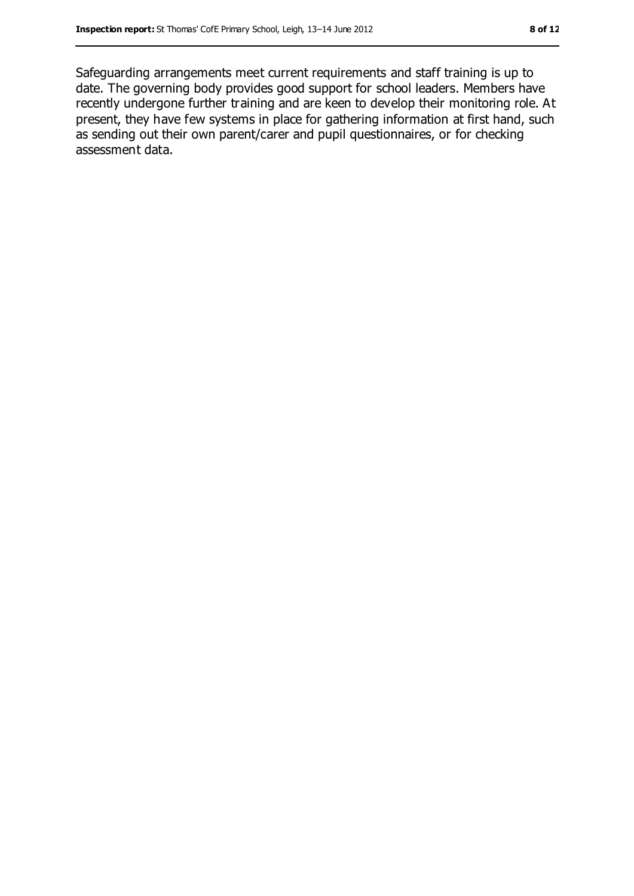Safeguarding arrangements meet current requirements and staff training is up to date. The governing body provides good support for school leaders. Members have recently undergone further training and are keen to develop their monitoring role. At present, they have few systems in place for gathering information at first hand, such as sending out their own parent/carer and pupil questionnaires, or for checking assessment data.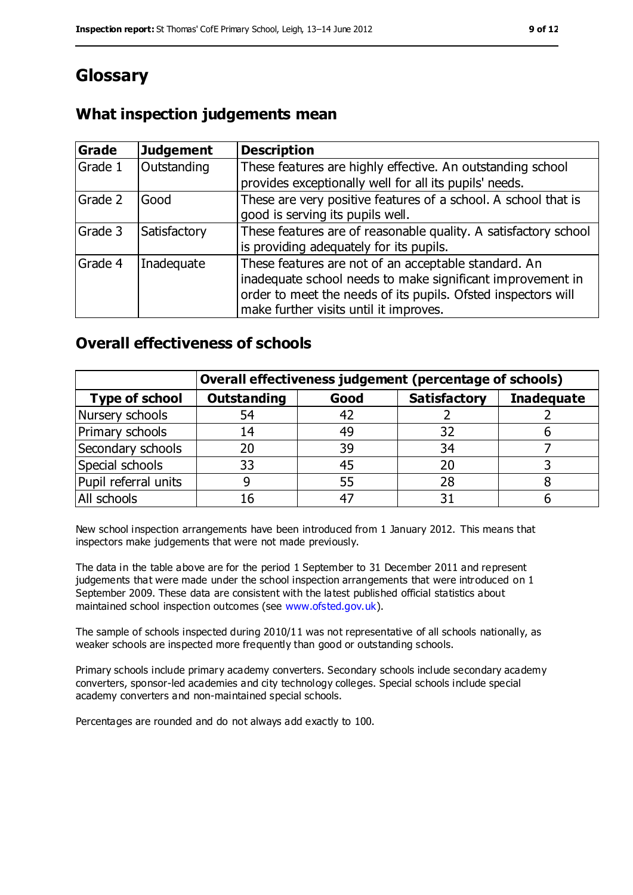# Glossary

## What inspection judgements mean

| Grade | Judgement | Description |
| --- | --- | --- |
| Grade 1 | Outstanding | These features are highly effective. An outstanding school provides exceptionally well for all its pupils' needs. |
| Grade 2 | Good | These are very positive features of a school. A school that is good is serving its pupils well. |
| Grade 3 | Satisfactory | These features are of reasonable quality. A satisfactory school is providing adequately for its pupils. |
| Grade 4 | Inadequate | These features are not of an acceptable standard. An inadequate school needs to make significant improvement in order to meet the needs of its pupils. Ofsted inspectors will make further visits until it improves. |

## Overall effectiveness of schools

| | Overall effectiveness judgement (percentage of schools) | | | |
| --- | --- | --- | --- | --- |
| **Type of school** | **Outstanding** | **Good** | **Satisfactory** | **Inadequate** |
| Nursery schools | 54 | 42 | 2 | 2 |
| Primary schools | 14 | 49 | 32 | 6 |
| Secondary schools | 20 | 39 | 34 | 7 |
| Special schools | 33 | 45 | 20 | 3 |
| Pupil referral units | 9 | 55 | 28 | 8 |
| All schools | 16 | 47 | 31 | 6 |

New school inspection arrangements have been introduced from 1 January 2012. This means that inspectors make judgements that were not made previously.

The data in the table above are for the period 1 September to 31 December 2011 and represent judgements that were made under the school inspection arrangements that were introduced on 1 September 2009. These data are consistent with the latest published official statistics about maintained school inspection outcomes (see www.ofsted.gov.uk).

The sample of schools inspected during 2010/11 was not representative of all schools nationally, as weaker schools are inspected more frequently than good or outstanding schools.

Primary schools include primary academy converters. Secondary schools include secondary academy converters, sponsor-led academies and city technology colleges. Special schools include special academy converters and non-maintained special schools.

Percentages are rounded and do not always add exactly to 100.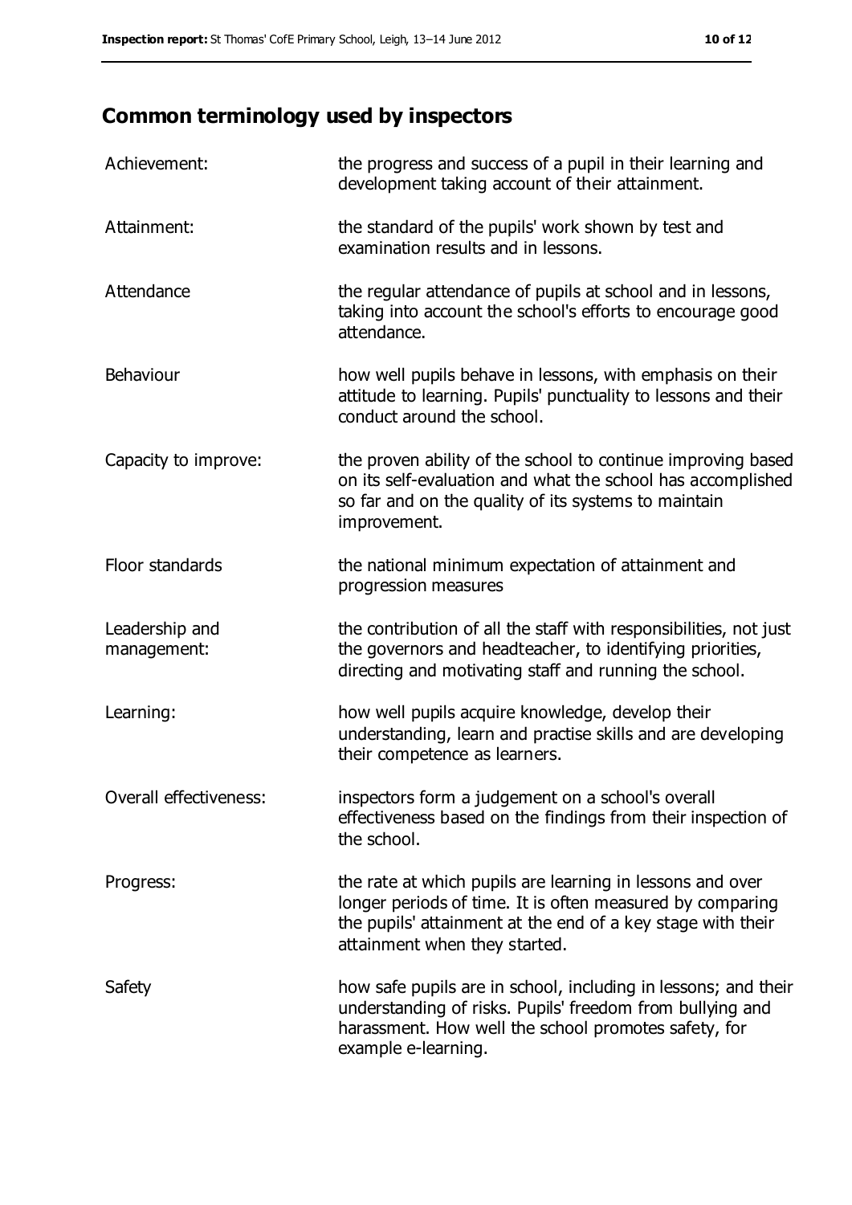## Common terminology used by inspectors

| | |
|---|---|
| Achievement: | the progress and success of a pupil in their learning and development taking account of their attainment. |
| Attainment: | the standard of the pupils' work shown by test and examination results and in lessons. |
| Attendance | the regular attendance of pupils at school and in lessons, taking into account the school's efforts to encourage good attendance. |
| Behaviour | how well pupils behave in lessons, with emphasis on their attitude to learning. Pupils' punctuality to lessons and their conduct around the school. |
| Capacity to improve: | the proven ability of the school to continue improving based on its self-evaluation and what the school has accomplished so far and on the quality of its systems to maintain improvement. |
| Floor standards | the national minimum expectation of attainment and progression measures |
| Leadership and management: | the contribution of all the staff with responsibilities, not just the governors and headteacher, to identifying priorities, directing and motivating staff and running the school. |
| Learning: | how well pupils acquire knowledge, develop their understanding, learn and practise skills and are developing their competence as learners. |
| Overall effectiveness: | inspectors form a judgement on a school's overall effectiveness based on the findings from their inspection of the school. |
| Progress: | the rate at which pupils are learning in lessons and over longer periods of time. It is often measured by comparing the pupils' attainment at the end of a key stage with their attainment when they started. |
| Safety | how safe pupils are in school, including in lessons; and their understanding of risks. Pupils' freedom from bullying and harassment. How well the school promotes safety, for example e-learning. |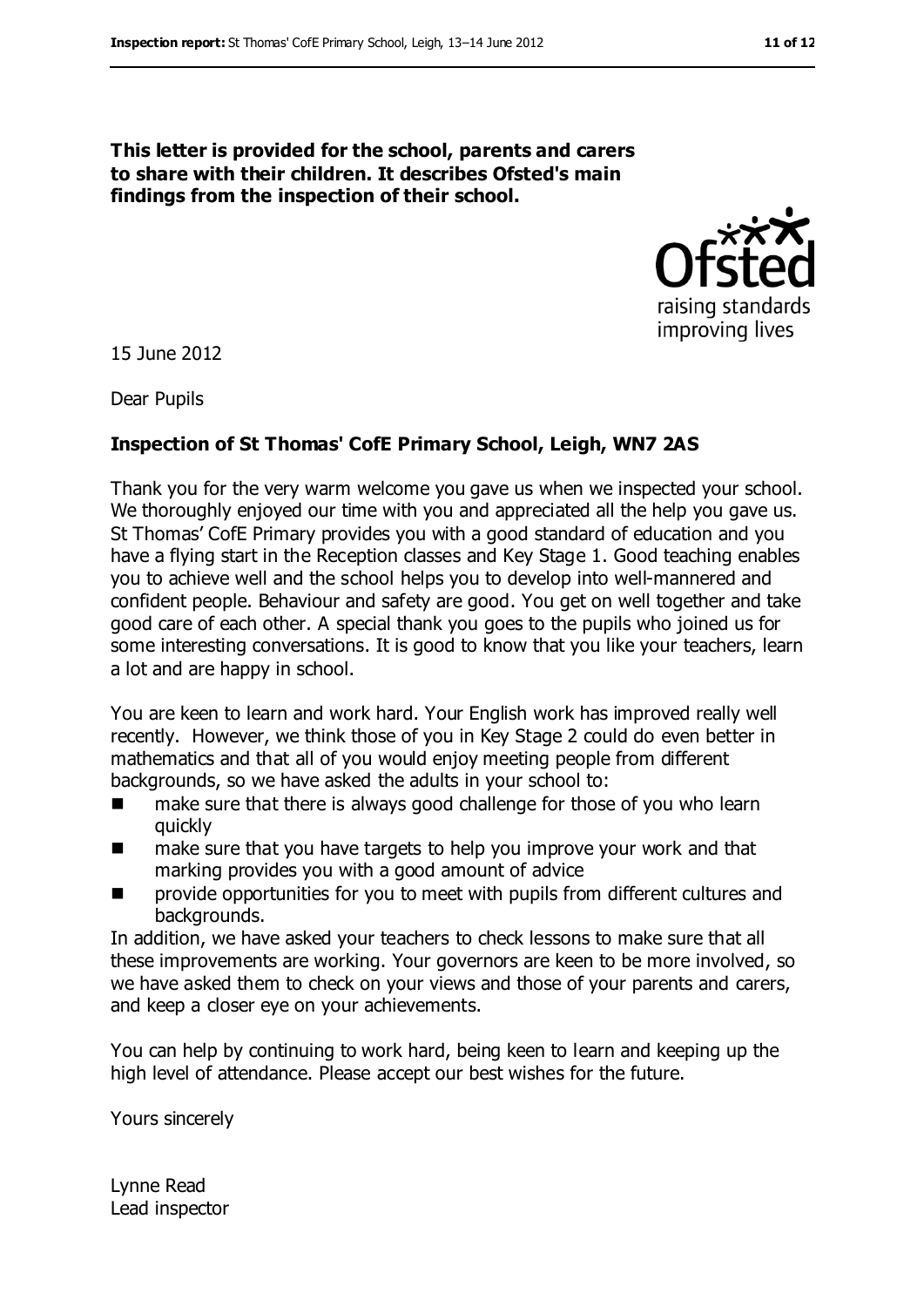**This letter is provided for the school, parents and carers to share with their children. It describes Ofsted's main findings from the inspection of their school.**

15 June 2012

Dear Pupils

**Inspection of St Thomas' CofE Primary School, Leigh, WN7 2AS**

Thank you for the very warm welcome you gave us when we inspected your school. We thoroughly enjoyed our time with you and appreciated all the help you gave us. St Thomas' CofE Primary provides you with a good standard of education and you have a flying start in the Reception classes and Key Stage 1. Good teaching enables you to achieve well and the school helps you to develop into well-mannered and confident people. Behaviour and safety are good. You get on well together and take good care of each other. A special thank you goes to the pupils who joined us for some interesting conversations. It is good to know that you like your teachers, learn a lot and are happy in school.

You are keen to learn and work hard. Your English work has improved really well recently. However, we think those of you in Key Stage 2 could do even better in mathematics and that all of you would enjoy meeting people from different backgrounds, so we have asked the adults in your school to:

- make sure that there is always good challenge for those of you who learn quickly
- make sure that you have targets to help you improve your work and that marking provides you with a good amount of advice
- provide opportunities for you to meet with pupils from different cultures and backgrounds.

In addition, we have asked your teachers to check lessons to make sure that all these improvements are working. Your governors are keen to be more involved, so we have asked them to check on your views and those of your parents and carers, and keep a closer eye on your achievements.

You can help by continuing to work hard, being keen to learn and keeping up the high level of attendance. Please accept our best wishes for the future.

Yours sincerely

Lynne Read
Lead inspector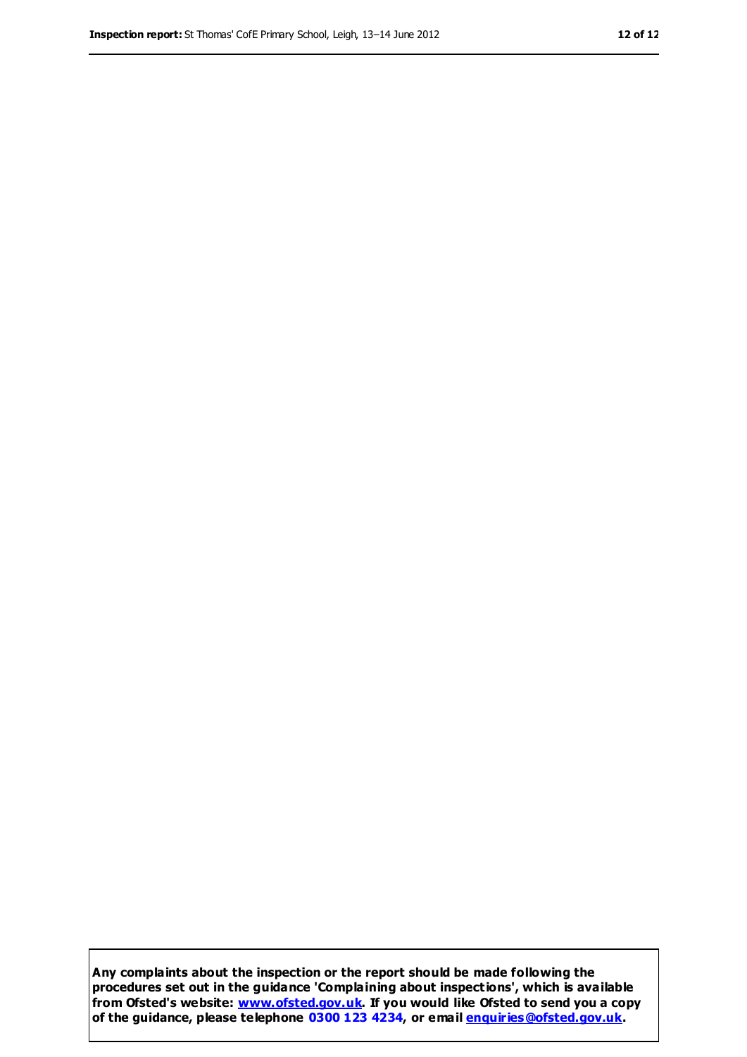**Any complaints about the inspection or the report should be made following the procedures set out in the guidance 'Complaining about inspections', which is available from Ofsted's website: [www.ofsted.gov.uk](http://www.ofsted.gov.uk). If you would like Ofsted to send you a copy of the guidance, please telephone 0300 123 4234, or email [enquiries@ofsted.gov.uk](mailto:enquiries@ofsted.gov.uk).**